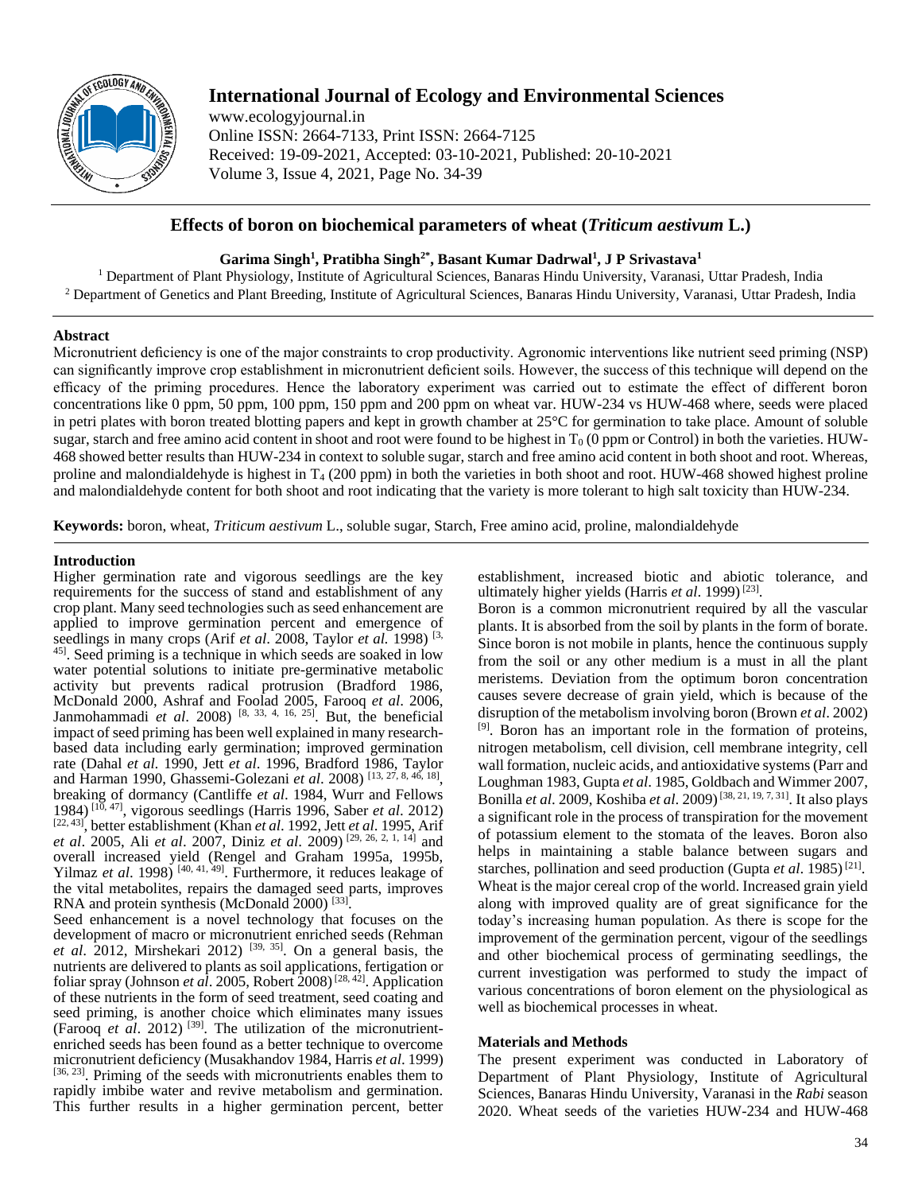# International Journal of Ecology and Environmental Sciences

www.ecologyjournal.in
Online ISSN: 2664-7133, Print ISSN: 2664-7125
Received: 19-09-2021, Accepted: 03-10-2021, Published: 20-10-2021
Volume 3, Issue 4, 2021, Page No. 34-39

## Effects of boron on biochemical parameters of wheat (*Triticum aestivum* L.)

**Garima Singh[1], Pratibha Singh[2*], Basant Kumar Dadrwal[1], J P Srivastava[1]**

[1] Department of Plant Physiology, Institute of Agricultural Sciences, Banaras Hindu University, Varanasi, Uttar Pradesh, India
[2] Department of Genetics and Plant Breeding, Institute of Agricultural Sciences, Banaras Hindu University, Varanasi, Uttar Pradesh, India

### Abstract

Micronutrient deficiency is one of the major constraints to crop productivity. Agronomic interventions like nutrient seed priming (NSP) can significantly improve crop establishment in micronutrient deficient soils. However, the success of this technique will depend on the efficacy of the priming procedures. Hence the laboratory experiment was carried out to estimate the effect of different boron concentrations like 0 ppm, 50 ppm, 100 ppm, 150 ppm and 200 ppm on wheat var. HUW-234 vs HUW-468 where, seeds were placed in petri plates with boron treated blotting papers and kept in growth chamber at 25°C for germination to take place. Amount of soluble sugar, starch and free amino acid content in shoot and root were found to be highest in $T_0$ (0 ppm or Control) in both the varieties. HUW-468 showed better results than HUW-234 in context to soluble sugar, starch and free amino acid content in both shoot and root. Whereas, proline and malondialdehyde is highest in $T_4$ (200 ppm) in both the varieties in both shoot and root. HUW-468 showed highest proline and malondialdehyde content for both shoot and root indicating that the variety is more tolerant to high salt toxicity than HUW-234.

**Keywords:** boron, wheat, *Triticum aestivum* L., soluble sugar, Starch, Free amino acid, proline, malondialdehyde

### Introduction

Higher germination rate and vigorous seedlings are the key requirements for the success of stand and establishment of any crop plant. Many seed technologies such as seed enhancement are applied to improve germination percent and emergence of seedlings in many crops (Arif *et al*. 2008, Taylor *et al.* 1998) [3, 45]. Seed priming is a technique in which seeds are soaked in low water potential solutions to initiate pre-germinative metabolic activity but prevents radical protrusion (Bradford 1986, McDonald 2000, Ashraf and Foolad 2005, Farooq *et al*. 2006, Janmohammadi *et al*. 2008) [8, 33, 4, 16, 25]. But, the beneficial impact of seed priming has been well explained in many research-based data including early germination; improved germination rate (Dahal *et al.* 1990, Jett *et al*. 1996, Bradford 1986, Taylor and Harman 1990, Ghassemi-Golezani *et al*. 2008) [13, 27, 8, 46, 18], breaking of dormancy (Cantliffe *et al*. 1984, Wurr and Fellows 1984) [10, 47], vigorous seedlings (Harris 1996, Saber *et al*. 2012) [22, 43], better establishment (Khan *et al*. 1992, Jett *et al*. 1995, Arif *et al*. 2005, Ali *et al*. 2007, Diniz *et al*. 2009) [29, 26, 2, 1, 14] and overall increased yield (Rengel and Graham 1995a, 1995b, Yilmaz *et al*. 1998) [40, 41, 49]. Furthermore, it reduces leakage of the vital metabolites, repairs the damaged seed parts, improves RNA and protein synthesis (McDonald 2000) [33].

Seed enhancement is a novel technology that focuses on the development of macro or micronutrient enriched seeds (Rehman *et al*. 2012, Mirshekari 2012) [39, 35]. On a general basis, the nutrients are delivered to plants as soil applications, fertigation or foliar spray (Johnson *et al*. 2005, Robert 2008) [28, 42]. Application of these nutrients in the form of seed treatment, seed coating and seed priming, is another choice which eliminates many issues (Farooq *et al*. 2012) [39]. The utilization of the micronutrient-enriched seeds has been found as a better technique to overcome micronutrient deficiency (Musakhandov 1984, Harris *et al*. 1999) [36, 23]. Priming of the seeds with micronutrients enables them to rapidly imbibe water and revive metabolism and germination. This further results in a higher germination percent, better establishment, increased biotic and abiotic tolerance, and ultimately higher yields (Harris *et al*. 1999) [23].

Boron is a common micronutrient required by all the vascular plants. It is absorbed from the soil by plants in the form of borate. Since boron is not mobile in plants, hence the continuous supply from the soil or any other medium is a must in all the plant meristems. Deviation from the optimum boron concentration causes severe decrease of grain yield, which is because of the disruption of the metabolism involving boron (Brown *et al*. 2002) [9]. Boron has an important role in the formation of proteins, nitrogen metabolism, cell division, cell membrane integrity, cell wall formation, nucleic acids, and antioxidative systems (Parr and Loughman 1983, Gupta *et al*. 1985, Goldbach and Wimmer 2007, Bonilla *et al*. 2009, Koshiba *et al*. 2009) [38, 21, 19, 7, 31]. It also plays a significant role in the process of transpiration for the movement of potassium element to the stomata of the leaves. Boron also helps in maintaining a stable balance between sugars and starches, pollination and seed production (Gupta *et al*. 1985) [21].

Wheat is the major cereal crop of the world. Increased grain yield along with improved quality are of great significance for the today's increasing human population. As there is scope for the improvement of the germination percent, vigour of the seedlings and other biochemical process of germinating seedlings, the current investigation was performed to study the impact of various concentrations of boron element on the physiological as well as biochemical processes in wheat.

### Materials and Methods

The present experiment was conducted in Laboratory of Department of Plant Physiology, Institute of Agricultural Sciences, Banaras Hindu University, Varanasi in the *Rabi* season 2020. Wheat seeds of the varieties HUW-234 and HUW-468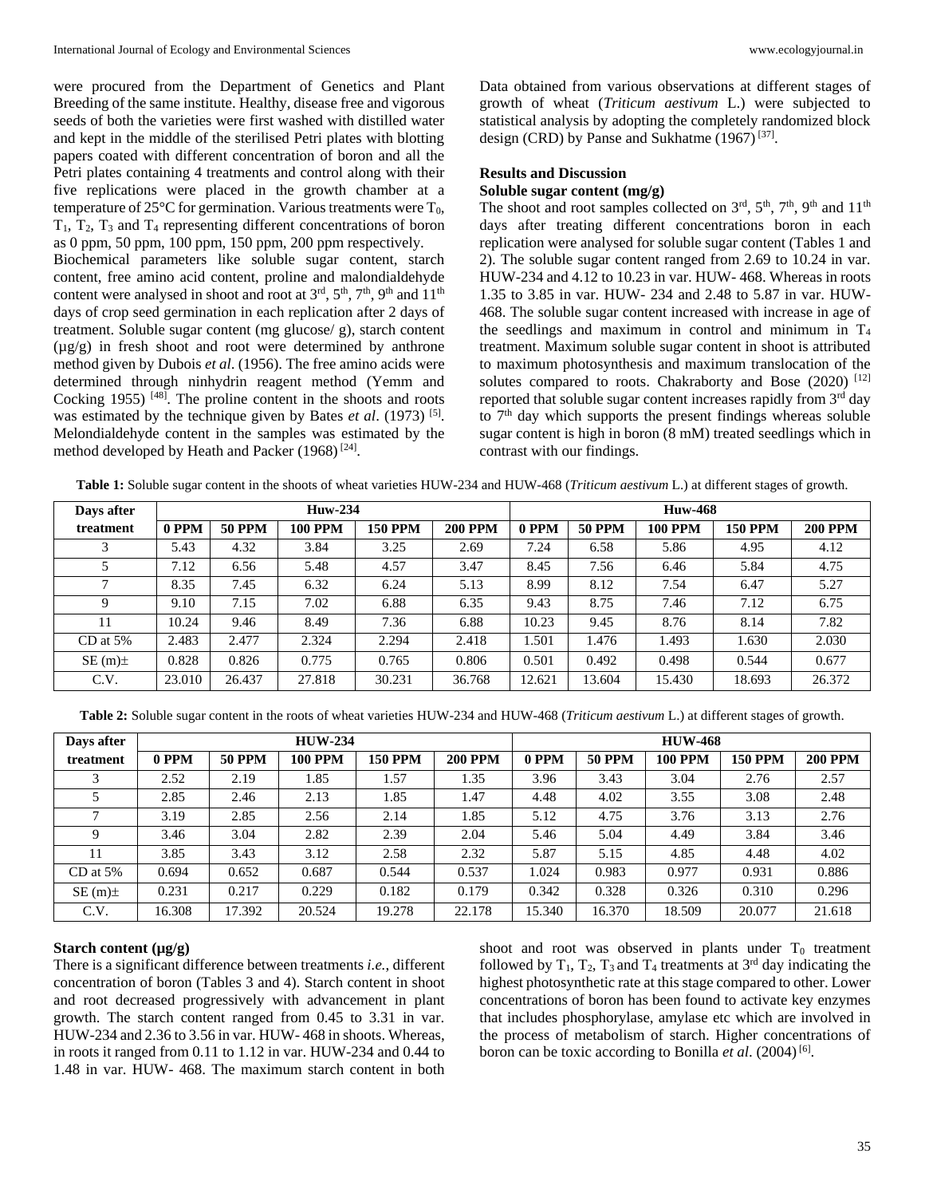were procured from the Department of Genetics and Plant Breeding of the same institute. Healthy, disease free and vigorous seeds of both the varieties were first washed with distilled water and kept in the middle of the sterilised Petri plates with blotting papers coated with different concentration of boron and all the Petri plates containing 4 treatments and control along with their five replications were placed in the growth chamber at a temperature of 25°C for germination. Various treatments were $T_0$, $T_1$, $T_2$, $T_3$ and $T_4$ representing different concentrations of boron as 0 ppm, 50 ppm, 100 ppm, 150 ppm, 200 ppm respectively.

Biochemical parameters like soluble sugar content, starch content, free amino acid content, proline and malondialdehyde content were analysed in shoot and root at 3rd, 5th, 7th, 9th and 11th days of crop seed germination in each replication after 2 days of treatment. Soluble sugar content (mg glucose/ g), starch content (μg/g) in fresh shoot and root were determined by anthrone method given by Dubois *et al*. (1956). The free amino acids were determined through ninhydrin reagent method (Yemm and Cocking 1955) [48]. The proline content in the shoots and roots was estimated by the technique given by Bates *et al*. (1973) [5]. Melondialdehyde content in the samples was estimated by the method developed by Heath and Packer (1968) [24].

Data obtained from various observations at different stages of growth of wheat (*Triticum aestivum* L.) were subjected to statistical analysis by adopting the completely randomized block design (CRD) by Panse and Sukhatme (1967) [37].

## Results and Discussion

### Soluble sugar content (mg/g)

The shoot and root samples collected on 3rd, 5th, 7th, 9th and 11th days after treating different concentrations boron in each replication were analysed for soluble sugar content (Tables 1 and 2). The soluble sugar content ranged from 2.69 to 10.24 in var. HUW-234 and 4.12 to 10.23 in var. HUW- 468. Whereas in roots 1.35 to 3.85 in var. HUW- 234 and 2.48 to 5.87 in var. HUW-468. The soluble sugar content increased with increase in age of the seedlings and maximum in control and minimum in $T_4$ treatment. Maximum soluble sugar content in shoot is attributed to maximum photosynthesis and maximum translocation of the solutes compared to roots. Chakraborty and Bose (2020) [12] reported that soluble sugar content increases rapidly from 3rd day to 7th day which supports the present findings whereas soluble sugar content is high in boron (8 mM) treated seedlings which in contrast with our findings.

**Table 1:** Soluble sugar content in the shoots of wheat varieties HUW-234 and HUW-468 (*Triticum aestivum* L.) at different stages of growth.

| Days after | Huw-234 | | | | | Huw-468 | | | | |
|---|---|---|---|---|---|---|---|---|---|---|
| treatment | 0 PPM | 50 PPM | 100 PPM | 150 PPM | 200 PPM | 0 PPM | 50 PPM | 100 PPM | 150 PPM | 200 PPM |
| 3 | 5.43 | 4.32 | 3.84 | 3.25 | 2.69 | 7.24 | 6.58 | 5.86 | 4.95 | 4.12 |
| 5 | 7.12 | 6.56 | 5.48 | 4.57 | 3.47 | 8.45 | 7.56 | 6.46 | 5.84 | 4.75 |
| 7 | 8.35 | 7.45 | 6.32 | 6.24 | 5.13 | 8.99 | 8.12 | 7.54 | 6.47 | 5.27 |
| 9 | 9.10 | 7.15 | 7.02 | 6.88 | 6.35 | 9.43 | 8.75 | 7.46 | 7.12 | 6.75 |
| 11 | 10.24 | 9.46 | 8.49 | 7.36 | 6.88 | 10.23 | 9.45 | 8.76 | 8.14 | 7.82 |
| CD at 5% | 2.483 | 2.477 | 2.324 | 2.294 | 2.418 | 1.501 | 1.476 | 1.493 | 1.630 | 2.030 |
| SE (m)± | 0.828 | 0.826 | 0.775 | 0.765 | 0.806 | 0.501 | 0.492 | 0.498 | 0.544 | 0.677 |
| C.V. | 23.010 | 26.437 | 27.818 | 30.231 | 36.768 | 12.621 | 13.604 | 15.430 | 18.693 | 26.372 |

**Table 2:** Soluble sugar content in the roots of wheat varieties HUW-234 and HUW-468 (*Triticum aestivum* L.) at different stages of growth.

| Days after | HUW-234 | | | | | HUW-468 | | | | |
|---|---|---|---|---|---|---|---|---|---|---|
| treatment | 0 PPM | 50 PPM | 100 PPM | 150 PPM | 200 PPM | 0 PPM | 50 PPM | 100 PPM | 150 PPM | 200 PPM |
| 3 | 2.52 | 2.19 | 1.85 | 1.57 | 1.35 | 3.96 | 3.43 | 3.04 | 2.76 | 2.57 |
| 5 | 2.85 | 2.46 | 2.13 | 1.85 | 1.47 | 4.48 | 4.02 | 3.55 | 3.08 | 2.48 |
| 7 | 3.19 | 2.85 | 2.56 | 2.14 | 1.85 | 5.12 | 4.75 | 3.76 | 3.13 | 2.76 |
| 9 | 3.46 | 3.04 | 2.82 | 2.39 | 2.04 | 5.46 | 5.04 | 4.49 | 3.84 | 3.46 |
| 11 | 3.85 | 3.43 | 3.12 | 2.58 | 2.32 | 5.87 | 5.15 | 4.85 | 4.48 | 4.02 |
| CD at 5% | 0.694 | 0.652 | 0.687 | 0.544 | 0.537 | 1.024 | 0.983 | 0.977 | 0.931 | 0.886 |
| SE (m)± | 0.231 | 0.217 | 0.229 | 0.182 | 0.179 | 0.342 | 0.328 | 0.326 | 0.310 | 0.296 |
| C.V. | 16.308 | 17.392 | 20.524 | 19.278 | 22.178 | 15.340 | 16.370 | 18.509 | 20.077 | 21.618 |

### Starch content (μg/g)

There is a significant difference between treatments *i.e.*, different concentration of boron (Tables 3 and 4). Starch content in shoot and root decreased progressively with advancement in plant growth. The starch content ranged from 0.45 to 3.31 in var. HUW-234 and 2.36 to 3.56 in var. HUW- 468 in shoots. Whereas, in roots it ranged from 0.11 to 1.12 in var. HUW-234 and 0.44 to 1.48 in var. HUW- 468. The maximum starch content in both shoot and root was observed in plants under $T_0$ treatment followed by $T_1$, $T_2$, $T_3$ and $T_4$ treatments at 3rd day indicating the highest photosynthetic rate at this stage compared to other. Lower concentrations of boron has been found to activate key enzymes that includes phosphorylase, amylase etc which are involved in the process of metabolism of starch. Higher concentrations of boron can be toxic according to Bonilla *et al*. (2004) [6].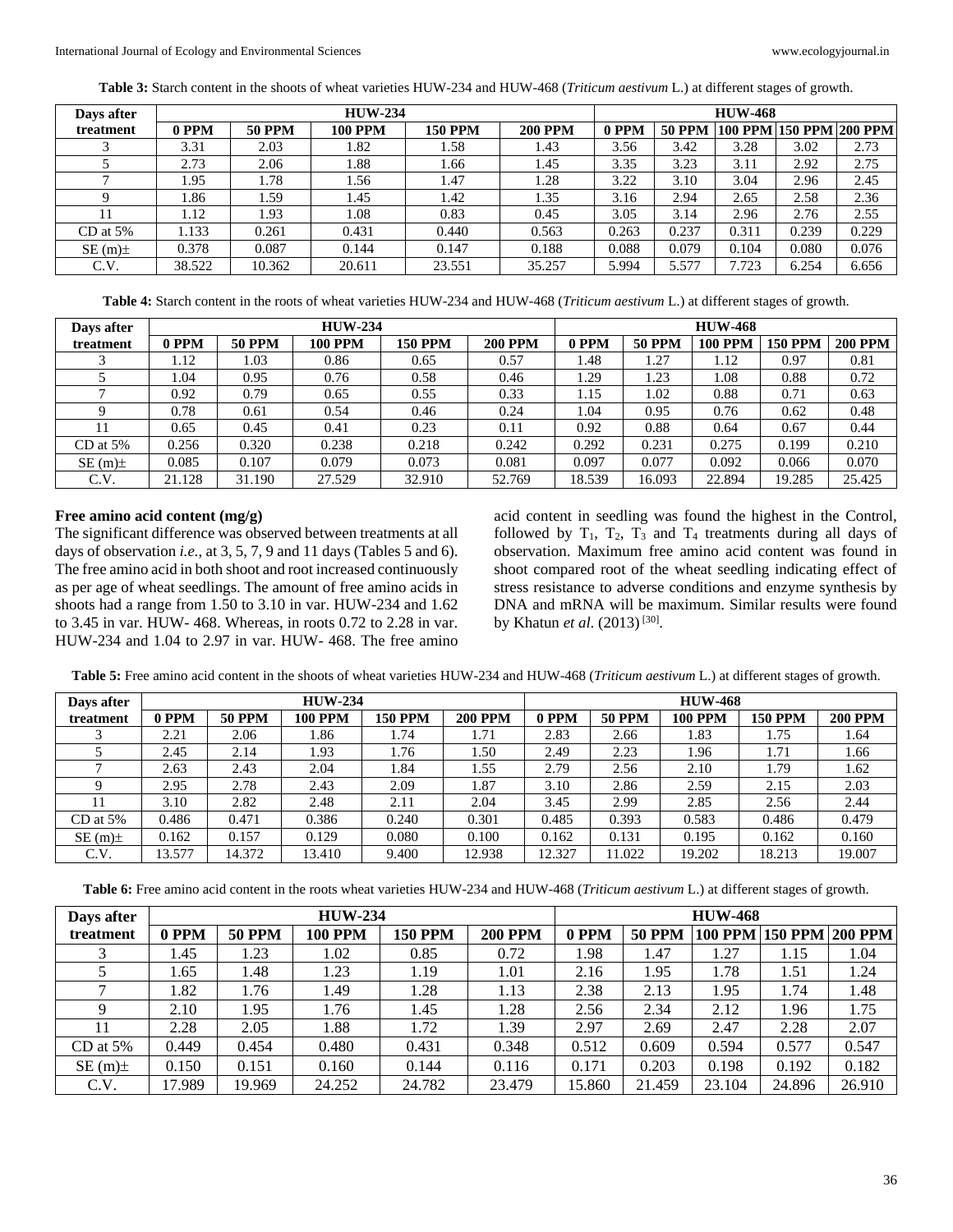**Table 3:** Starch content in the shoots of wheat varieties HUW-234 and HUW-468 (*Triticum aestivum* L.) at different stages of growth.

| Days after treatment | HUW-234 | | | | | HUW-468 | | | | |
|---|---|---|---|---|---|---|---|---|---|---|
| | 0 PPM | 50 PPM | 100 PPM | 150 PPM | 200 PPM | 0 PPM | 50 PPM | 100 PPM | 150 PPM | 200 PPM |
| 3 | 3.31 | 2.03 | 1.82 | 1.58 | 1.43 | 3.56 | 3.42 | 3.28 | 3.02 | 2.73 |
| 5 | 2.73 | 2.06 | 1.88 | 1.66 | 1.45 | 3.35 | 3.23 | 3.11 | 2.92 | 2.75 |
| 7 | 1.95 | 1.78 | 1.56 | 1.47 | 1.28 | 3.22 | 3.10 | 3.04 | 2.96 | 2.45 |
| 9 | 1.86 | 1.59 | 1.45 | 1.42 | 1.35 | 3.16 | 2.94 | 2.65 | 2.58 | 2.36 |
| 11 | 1.12 | 1.93 | 1.08 | 0.83 | 0.45 | 3.05 | 3.14 | 2.96 | 2.76 | 2.55 |
| CD at 5% | 1.133 | 0.261 | 0.431 | 0.440 | 0.563 | 0.263 | 0.237 | 0.311 | 0.239 | 0.229 |
| SE (m)± | 0.378 | 0.087 | 0.144 | 0.147 | 0.188 | 0.088 | 0.079 | 0.104 | 0.080 | 0.076 |
| C.V. | 38.522 | 10.362 | 20.611 | 23.551 | 35.257 | 5.994 | 5.577 | 7.723 | 6.254 | 6.656 |

**Table 4:** Starch content in the roots of wheat varieties HUW-234 and HUW-468 (*Triticum aestivum* L.) at different stages of growth.

| Days after treatment | HUW-234 | | | | | HUW-468 | | | | |
|---|---|---|---|---|---|---|---|---|---|---|
| | 0 PPM | 50 PPM | 100 PPM | 150 PPM | 200 PPM | 0 PPM | 50 PPM | 100 PPM | 150 PPM | 200 PPM |
| 3 | 1.12 | 1.03 | 0.86 | 0.65 | 0.57 | 1.48 | 1.27 | 1.12 | 0.97 | 0.81 |
| 5 | 1.04 | 0.95 | 0.76 | 0.58 | 0.46 | 1.29 | 1.23 | 1.08 | 0.88 | 0.72 |
| 7 | 0.92 | 0.79 | 0.65 | 0.55 | 0.33 | 1.15 | 1.02 | 0.88 | 0.71 | 0.63 |
| 9 | 0.78 | 0.61 | 0.54 | 0.46 | 0.24 | 1.04 | 0.95 | 0.76 | 0.62 | 0.48 |
| 11 | 0.65 | 0.45 | 0.41 | 0.23 | 0.11 | 0.92 | 0.88 | 0.64 | 0.67 | 0.44 |
| CD at 5% | 0.256 | 0.320 | 0.238 | 0.218 | 0.242 | 0.292 | 0.231 | 0.275 | 0.199 | 0.210 |
| SE (m)± | 0.085 | 0.107 | 0.079 | 0.073 | 0.081 | 0.097 | 0.077 | 0.092 | 0.066 | 0.070 |
| C.V. | 21.128 | 31.190 | 27.529 | 32.910 | 52.769 | 18.539 | 16.093 | 22.894 | 19.285 | 25.425 |

### Free amino acid content (mg/g)

The significant difference was observed between treatments at all days of observation *i.e.*, at 3, 5, 7, 9 and 11 days (Tables 5 and 6). The free amino acid in both shoot and root increased continuously as per age of wheat seedlings. The amount of free amino acids in shoots had a range from 1.50 to 3.10 in var. HUW-234 and 1.62 to 3.45 in var. HUW- 468. Whereas, in roots 0.72 to 2.28 in var. HUW-234 and 1.04 to 2.97 in var. HUW- 468. The free amino acid content in seedling was found the highest in the Control, followed by $T_1$, $T_2$, $T_3$ and $T_4$ treatments during all days of observation. Maximum free amino acid content was found in shoot compared root of the wheat seedling indicating effect of stress resistance to adverse conditions and enzyme synthesis by DNA and mRNA will be maximum. Similar results were found by Khatun *et al.* (2013) [30].

**Table 5:** Free amino acid content in the shoots of wheat varieties HUW-234 and HUW-468 (*Triticum aestivum* L.) at different stages of growth.

| Days after treatment | HUW-234 | | | | | HUW-468 | | | | |
|---|---|---|---|---|---|---|---|---|---|---|
| | 0 PPM | 50 PPM | 100 PPM | 150 PPM | 200 PPM | 0 PPM | 50 PPM | 100 PPM | 150 PPM | 200 PPM |
| 3 | 2.21 | 2.06 | 1.86 | 1.74 | 1.71 | 2.83 | 2.66 | 1.83 | 1.75 | 1.64 |
| 5 | 2.45 | 2.14 | 1.93 | 1.76 | 1.50 | 2.49 | 2.23 | 1.96 | 1.71 | 1.66 |
| 7 | 2.63 | 2.43 | 2.04 | 1.84 | 1.55 | 2.79 | 2.56 | 2.10 | 1.79 | 1.62 |
| 9 | 2.95 | 2.78 | 2.43 | 2.09 | 1.87 | 3.10 | 2.86 | 2.59 | 2.15 | 2.03 |
| 11 | 3.10 | 2.82 | 2.48 | 2.11 | 2.04 | 3.45 | 2.99 | 2.85 | 2.56 | 2.44 |
| CD at 5% | 0.486 | 0.471 | 0.386 | 0.240 | 0.301 | 0.485 | 0.393 | 0.583 | 0.486 | 0.479 |
| SE (m)± | 0.162 | 0.157 | 0.129 | 0.080 | 0.100 | 0.162 | 0.131 | 0.195 | 0.162 | 0.160 |
| C.V. | 13.577 | 14.372 | 13.410 | 9.400 | 12.938 | 12.327 | 11.022 | 19.202 | 18.213 | 19.007 |

**Table 6:** Free amino acid content in the roots wheat varieties HUW-234 and HUW-468 (*Triticum aestivum* L.) at different stages of growth.

| Days after treatment | HUW-234 | | | | | HUW-468 | | | | |
|---|---|---|---|---|---|---|---|---|---|---|
| | 0 PPM | 50 PPM | 100 PPM | 150 PPM | 200 PPM | 0 PPM | 50 PPM | 100 PPM | 150 PPM | 200 PPM |
| 3 | 1.45 | 1.23 | 1.02 | 0.85 | 0.72 | 1.98 | 1.47 | 1.27 | 1.15 | 1.04 |
| 5 | 1.65 | 1.48 | 1.23 | 1.19 | 1.01 | 2.16 | 1.95 | 1.78 | 1.51 | 1.24 |
| 7 | 1.82 | 1.76 | 1.49 | 1.28 | 1.13 | 2.38 | 2.13 | 1.95 | 1.74 | 1.48 |
| 9 | 2.10 | 1.95 | 1.76 | 1.45 | 1.28 | 2.56 | 2.34 | 2.12 | 1.96 | 1.75 |
| 11 | 2.28 | 2.05 | 1.88 | 1.72 | 1.39 | 2.97 | 2.69 | 2.47 | 2.28 | 2.07 |
| CD at 5% | 0.449 | 0.454 | 0.480 | 0.431 | 0.348 | 0.512 | 0.609 | 0.594 | 0.577 | 0.547 |
| SE (m)± | 0.150 | 0.151 | 0.160 | 0.144 | 0.116 | 0.171 | 0.203 | 0.198 | 0.192 | 0.182 |
| C.V. | 17.989 | 19.969 | 24.252 | 24.782 | 23.479 | 15.860 | 21.459 | 23.104 | 24.896 | 26.910 |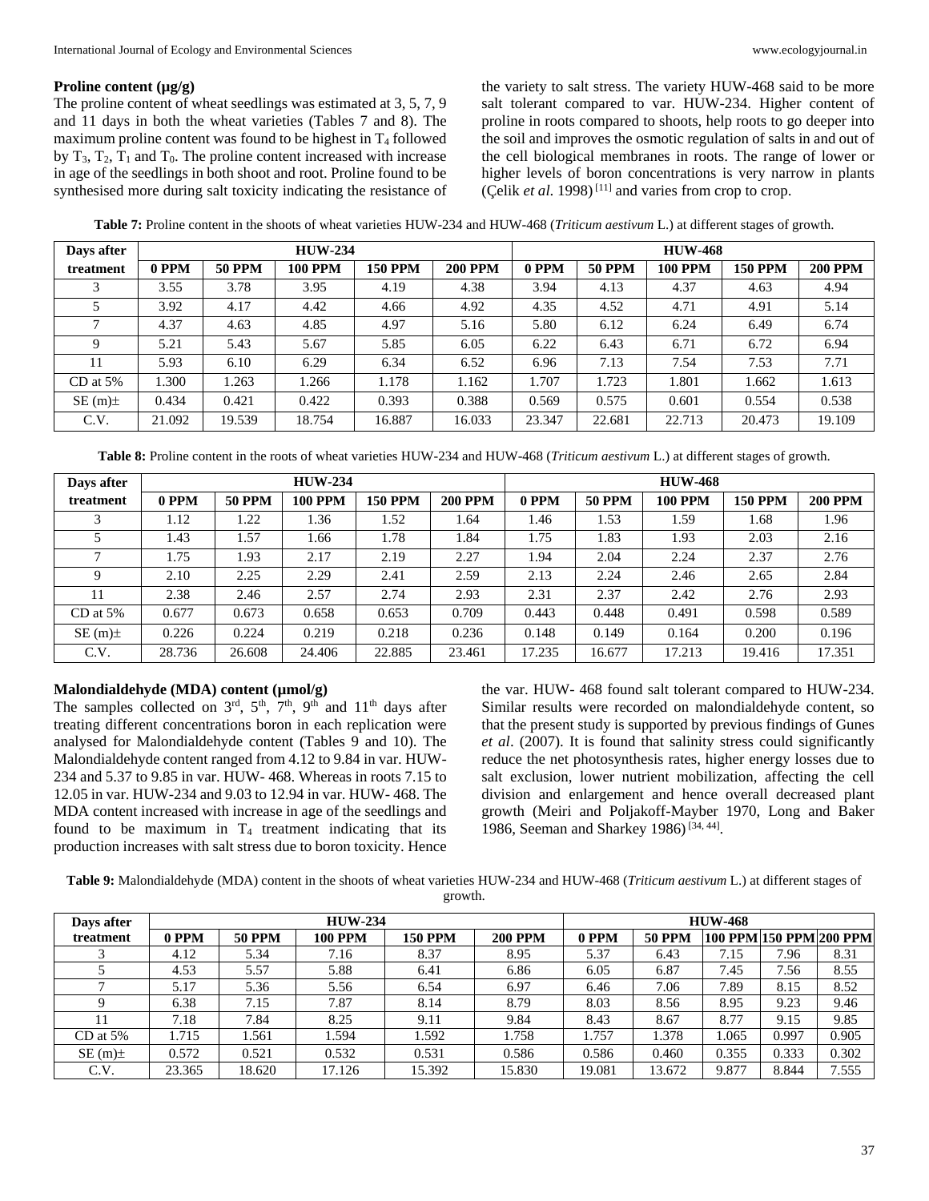**Proline content (µg/g)**

The proline content of wheat seedlings was estimated at 3, 5, 7, 9 and 11 days in both the wheat varieties (Tables 7 and 8). The maximum proline content was found to be highest in $T_4$ followed by $T_3$, $T_2$, $T_1$ and $T_0$. The proline content increased with increase in age of the seedlings in both shoot and root. Proline found to be synthesised more during salt toxicity indicating the resistance of the variety to salt stress. The variety HUW-468 said to be more salt tolerant compared to var. HUW-234. Higher content of proline in roots compared to shoots, help roots to go deeper into the soil and improves the osmotic regulation of salts in and out of the cell biological membranes in roots. The range of lower or higher levels of boron concentrations is very narrow in plants (Çelik *et al*. 1998) [11] and varies from crop to crop.

**Table 7:** Proline content in the shoots of wheat varieties HUW-234 and HUW-468 (*Triticum aestivum* L.) at different stages of growth.

| Days after | HUW-234 | | | | | HUW-468 | | | | |
|---|---|---|---|---|---|---|---|---|---|---|
| treatment | 0 PPM | 50 PPM | 100 PPM | 150 PPM | 200 PPM | 0 PPM | 50 PPM | 100 PPM | 150 PPM | 200 PPM |
| 3 | 3.55 | 3.78 | 3.95 | 4.19 | 4.38 | 3.94 | 4.13 | 4.37 | 4.63 | 4.94 |
| 5 | 3.92 | 4.17 | 4.42 | 4.66 | 4.92 | 4.35 | 4.52 | 4.71 | 4.91 | 5.14 |
| 7 | 4.37 | 4.63 | 4.85 | 4.97 | 5.16 | 5.80 | 6.12 | 6.24 | 6.49 | 6.74 |
| 9 | 5.21 | 5.43 | 5.67 | 5.85 | 6.05 | 6.22 | 6.43 | 6.71 | 6.72 | 6.94 |
| 11 | 5.93 | 6.10 | 6.29 | 6.34 | 6.52 | 6.96 | 7.13 | 7.54 | 7.53 | 7.71 |
| CD at 5% | 1.300 | 1.263 | 1.266 | 1.178 | 1.162 | 1.707 | 1.723 | 1.801 | 1.662 | 1.613 |
| SE (m)± | 0.434 | 0.421 | 0.422 | 0.393 | 0.388 | 0.569 | 0.575 | 0.601 | 0.554 | 0.538 |
| C.V. | 21.092 | 19.539 | 18.754 | 16.887 | 16.033 | 23.347 | 22.681 | 22.713 | 20.473 | 19.109 |

**Table 8:** Proline content in the roots of wheat varieties HUW-234 and HUW-468 (*Triticum aestivum* L.) at different stages of growth.

| Days after | HUW-234 | | | | | HUW-468 | | | | |
|---|---|---|---|---|---|---|---|---|---|---|
| treatment | 0 PPM | 50 PPM | 100 PPM | 150 PPM | 200 PPM | 0 PPM | 50 PPM | 100 PPM | 150 PPM | 200 PPM |
| 3 | 1.12 | 1.22 | 1.36 | 1.52 | 1.64 | 1.46 | 1.53 | 1.59 | 1.68 | 1.96 |
| 5 | 1.43 | 1.57 | 1.66 | 1.78 | 1.84 | 1.75 | 1.83 | 1.93 | 2.03 | 2.16 |
| 7 | 1.75 | 1.93 | 2.17 | 2.19 | 2.27 | 1.94 | 2.04 | 2.24 | 2.37 | 2.76 |
| 9 | 2.10 | 2.25 | 2.29 | 2.41 | 2.59 | 2.13 | 2.24 | 2.46 | 2.65 | 2.84 |
| 11 | 2.38 | 2.46 | 2.57 | 2.74 | 2.93 | 2.31 | 2.37 | 2.42 | 2.76 | 2.93 |
| CD at 5% | 0.677 | 0.673 | 0.658 | 0.653 | 0.709 | 0.443 | 0.448 | 0.491 | 0.598 | 0.589 |
| SE (m)± | 0.226 | 0.224 | 0.219 | 0.218 | 0.236 | 0.148 | 0.149 | 0.164 | 0.200 | 0.196 |
| C.V. | 28.736 | 26.608 | 24.406 | 22.885 | 23.461 | 17.235 | 16.677 | 17.213 | 19.416 | 17.351 |

**Malondialdehyde (MDA) content (µmol/g)**

The samples collected on 3rd, 5th, 7th, 9th and 11th days after treating different concentrations boron in each replication were analysed for Malondialdehyde content (Tables 9 and 10). The Malondialdehyde content ranged from 4.12 to 9.84 in var. HUW-234 and 5.37 to 9.85 in var. HUW- 468. Whereas in roots 7.15 to 12.05 in var. HUW-234 and 9.03 to 12.94 in var. HUW- 468. The MDA content increased with increase in age of the seedlings and found to be maximum in $T_4$ treatment indicating that its production increases with salt stress due to boron toxicity. Hence the var. HUW- 468 found salt tolerant compared to HUW-234. Similar results were recorded on malondialdehyde content, so that the present study is supported by previous findings of Gunes *et al*. (2007). It is found that salinity stress could significantly reduce the net photosynthesis rates, higher energy losses due to salt exclusion, lower nutrient mobilization, affecting the cell division and enlargement and hence overall decreased plant growth (Meiri and Poljakoff-Mayber 1970, Long and Baker 1986, Seeman and Sharkey 1986) [34, 44].

**Table 9:** Malondialdehyde (MDA) content in the shoots of wheat varieties HUW-234 and HUW-468 (*Triticum aestivum* L.) at different stages of growth.

| Days after | HUW-234 | | | | | HUW-468 | | | | |
|---|---|---|---|---|---|---|---|---|---|---|
| treatment | 0 PPM | 50 PPM | 100 PPM | 150 PPM | 200 PPM | 0 PPM | 50 PPM | 100 PPM | 150 PPM | 200 PPM |
| 3 | 4.12 | 5.34 | 7.16 | 8.37 | 8.95 | 5.37 | 6.43 | 7.15 | 7.96 | 8.31 |
| 5 | 4.53 | 5.57 | 5.88 | 6.41 | 6.86 | 6.05 | 6.87 | 7.45 | 7.56 | 8.55 |
| 7 | 5.17 | 5.36 | 5.56 | 6.54 | 6.97 | 6.46 | 7.06 | 7.89 | 8.15 | 8.52 |
| 9 | 6.38 | 7.15 | 7.87 | 8.14 | 8.79 | 8.03 | 8.56 | 8.95 | 9.23 | 9.46 |
| 11 | 7.18 | 7.84 | 8.25 | 9.11 | 9.84 | 8.43 | 8.67 | 8.77 | 9.15 | 9.85 |
| CD at 5% | 1.715 | 1.561 | 1.594 | 1.592 | 1.758 | 1.757 | 1.378 | 1.065 | 0.997 | 0.905 |
| SE (m)± | 0.572 | 0.521 | 0.532 | 0.531 | 0.586 | 0.586 | 0.460 | 0.355 | 0.333 | 0.302 |
| C.V. | 23.365 | 18.620 | 17.126 | 15.392 | 15.830 | 19.081 | 13.672 | 9.877 | 8.844 | 7.555 |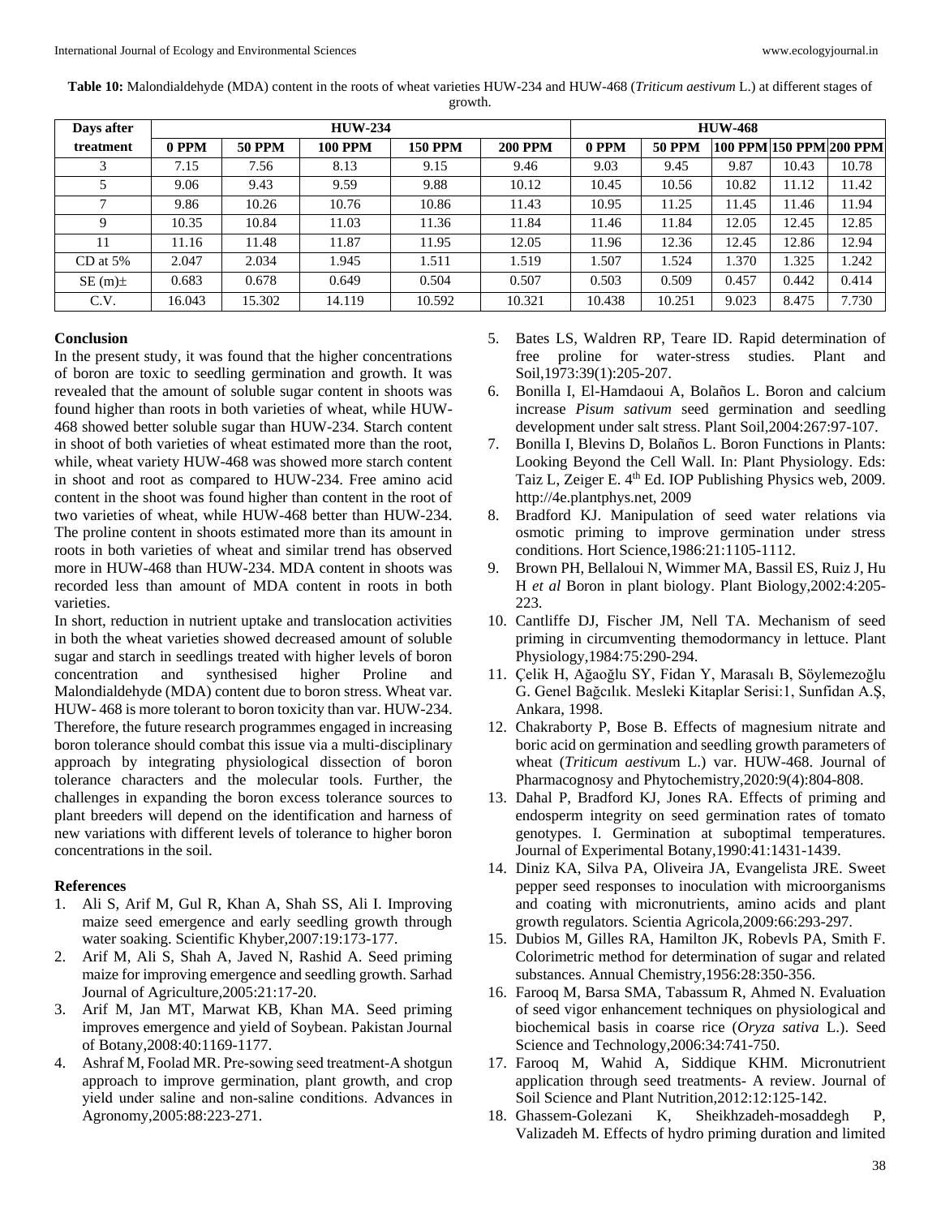**Table 10:** Malondialdehyde (MDA) content in the roots of wheat varieties HUW-234 and HUW-468 (*Triticum aestivum* L.) at different stages of growth.

| Days after treatment | HUW-234 | | | | | HUW-468 | | | | |
|---|---|---|---|---|---|---|---|---|---|---|
| | 0 PPM | 50 PPM | 100 PPM | 150 PPM | 200 PPM | 0 PPM | 50 PPM | 100 PPM | 150 PPM | 200 PPM |
| 3 | 7.15 | 7.56 | 8.13 | 9.15 | 9.46 | 9.03 | 9.45 | 9.87 | 10.43 | 10.78 |
| 5 | 9.06 | 9.43 | 9.59 | 9.88 | 10.12 | 10.45 | 10.56 | 10.82 | 11.12 | 11.42 |
| 7 | 9.86 | 10.26 | 10.76 | 10.86 | 11.43 | 10.95 | 11.25 | 11.45 | 11.46 | 11.94 |
| 9 | 10.35 | 10.84 | 11.03 | 11.36 | 11.84 | 11.46 | 11.84 | 12.05 | 12.45 | 12.85 |
| 11 | 11.16 | 11.48 | 11.87 | 11.95 | 12.05 | 11.96 | 12.36 | 12.45 | 12.86 | 12.94 |
| CD at 5% | 2.047 | 2.034 | 1.945 | 1.511 | 1.519 | 1.507 | 1.524 | 1.370 | 1.325 | 1.242 |
| SE (m)± | 0.683 | 0.678 | 0.649 | 0.504 | 0.507 | 0.503 | 0.509 | 0.457 | 0.442 | 0.414 |
| C.V. | 16.043 | 15.302 | 14.119 | 10.592 | 10.321 | 10.438 | 10.251 | 9.023 | 8.475 | 7.730 |

## Conclusion

In the present study, it was found that the higher concentrations of boron are toxic to seedling germination and growth. It was revealed that the amount of soluble sugar content in shoots was found higher than roots in both varieties of wheat, while HUW-468 showed better soluble sugar than HUW-234. Starch content in shoot of both varieties of wheat estimated more than the root, while, wheat variety HUW-468 was showed more starch content in shoot and root as compared to HUW-234. Free amino acid content in the shoot was found higher than content in the root of two varieties of wheat, while HUW-468 better than HUW-234. The proline content in shoots estimated more than its amount in roots in both varieties of wheat and similar trend has observed more in HUW-468 than HUW-234. MDA content in shoots was recorded less than amount of MDA content in roots in both varieties.

In short, reduction in nutrient uptake and translocation activities in both the wheat varieties showed decreased amount of soluble sugar and starch in seedlings treated with higher levels of boron concentration and synthesised higher Proline and Malondialdehyde (MDA) content due to boron stress. Wheat var. HUW- 468 is more tolerant to boron toxicity than var. HUW-234. Therefore, the future research programmes engaged in increasing boron tolerance should combat this issue via a multi-disciplinary approach by integrating physiological dissection of boron tolerance characters and the molecular tools. Further, the challenges in expanding the boron excess tolerance sources to plant breeders will depend on the identification and harness of new variations with different levels of tolerance to higher boron concentrations in the soil.

## References

1. Ali S, Arif M, Gul R, Khan A, Shah SS, Ali I. Improving maize seed emergence and early seedling growth through water soaking. Scientific Khyber,2007:19:173-177.
2. Arif M, Ali S, Shah A, Javed N, Rashid A. Seed priming maize for improving emergence and seedling growth. Sarhad Journal of Agriculture,2005:21:17-20.
3. Arif M, Jan MT, Marwat KB, Khan MA. Seed priming improves emergence and yield of Soybean. Pakistan Journal of Botany,2008:40:1169-1177.
4. Ashraf M, Foolad MR. Pre-sowing seed treatment-A shotgun approach to improve germination, plant growth, and crop yield under saline and non-saline conditions. Advances in Agronomy,2005:88:223-271.
5. Bates LS, Waldren RP, Teare ID. Rapid determination of free proline for water-stress studies. Plant and Soil,1973:39(1):205-207.
6. Bonilla I, El-Hamdaoui A, Bolaños L. Boron and calcium increase *Pisum sativum* seed germination and seedling development under salt stress. Plant Soil,2004:267:97-107.
7. Bonilla I, Blevins D, Bolaños L. Boron Functions in Plants: Looking Beyond the Cell Wall. In: Plant Physiology. Eds: Taiz L, Zeiger E. 4th Ed. IOP Publishing Physics web, 2009. http://4e.plantphys.net, 2009
8. Bradford KJ. Manipulation of seed water relations via osmotic priming to improve germination under stress conditions. Hort Science,1986:21:1105-1112.
9. Brown PH, Bellaloui N, Wimmer MA, Bassil ES, Ruiz J, Hu H *et al* Boron in plant biology. Plant Biology,2002:4:205-223.
10. Cantliffe DJ, Fischer JM, Nell TA. Mechanism of seed priming in circumventing themodormancy in lettuce. Plant Physiology,1984:75:290-294.
11. Çelik H, Ağaoğlu SY, Fidan Y, Marasalı B, Söylemezoğlu G. Genel Bağcılık. Mesleki Kitaplar Serisi:1, Sunfidan A.Ş, Ankara, 1998.
12. Chakraborty P, Bose B. Effects of magnesium nitrate and boric acid on germination and seedling growth parameters of wheat (*Triticum aestivum* L.) var. HUW-468. Journal of Pharmacognosy and Phytochemistry,2020:9(4):804-808.
13. Dahal P, Bradford KJ, Jones RA. Effects of priming and endosperm integrity on seed germination rates of tomato genotypes. I. Germination at suboptimal temperatures. Journal of Experimental Botany,1990:41:1431-1439.
14. Diniz KA, Silva PA, Oliveira JA, Evangelista JRE. Sweet pepper seed responses to inoculation with microorganisms and coating with micronutrients, amino acids and plant growth regulators. Scientia Agricola,2009:66:293-297.
15. Dubios M, Gilles RA, Hamilton JK, Robevls PA, Smith F. Colorimetric method for determination of sugar and related substances. Annual Chemistry,1956:28:350-356.
16. Farooq M, Barsa SMA, Tabassum R, Ahmed N. Evaluation of seed vigor enhancement techniques on physiological and biochemical basis in coarse rice (*Oryza sativa* L.). Seed Science and Technology,2006:34:741-750.
17. Farooq M, Wahid A, Siddique KHM. Micronutrient application through seed treatments- A review. Journal of Soil Science and Plant Nutrition,2012:12:125-142.
18. Ghassem-Golezani K, Sheikhzadeh-mosaddegh P, Valizadeh M. Effects of hydro priming duration and limited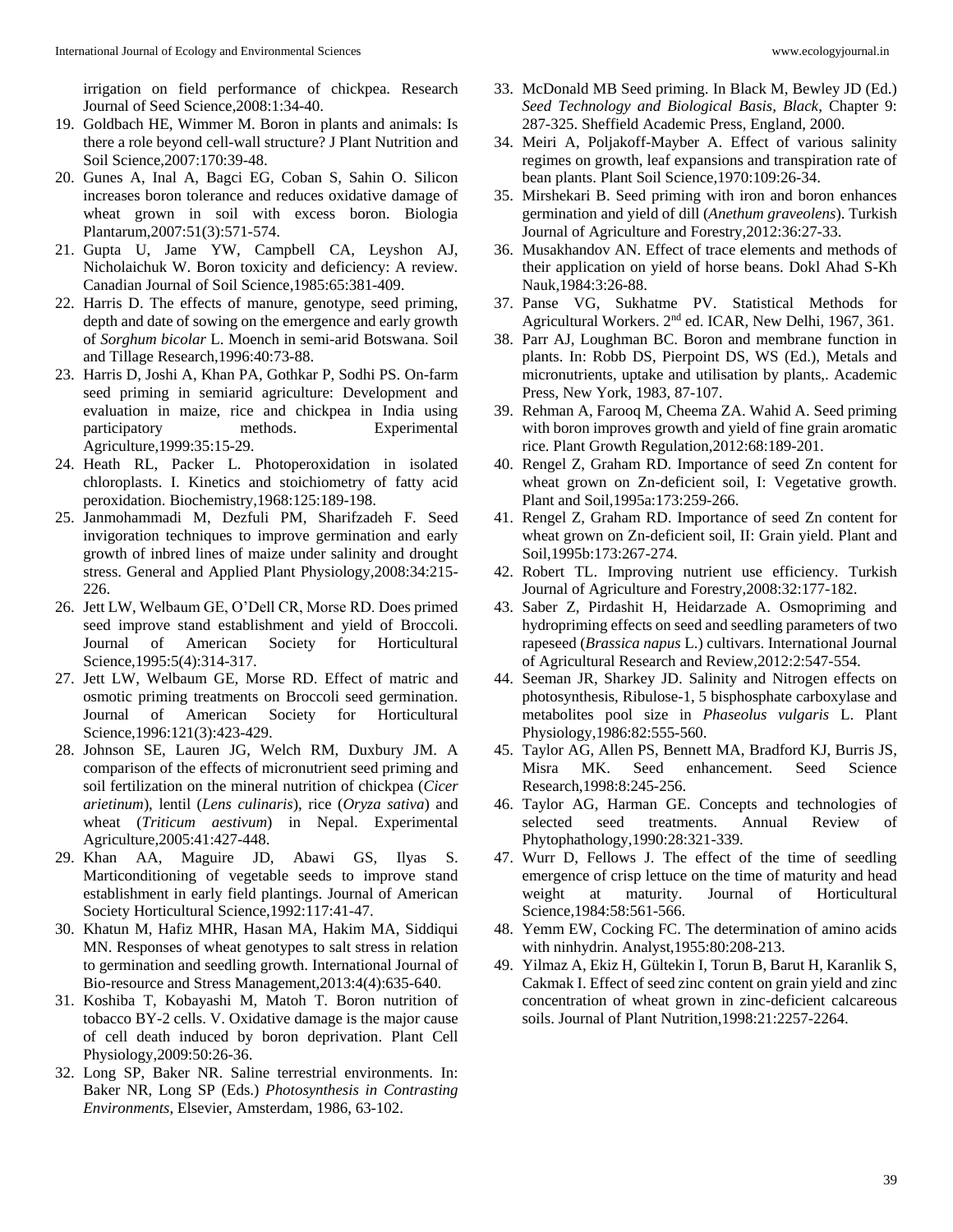irrigation on field performance of chickpea. Research Journal of Seed Science,2008:1:34-40.

19. Goldbach HE, Wimmer M. Boron in plants and animals: Is there a role beyond cell-wall structure? J Plant Nutrition and Soil Science,2007:170:39-48.
20. Gunes A, Inal A, Bagci EG, Coban S, Sahin O. Silicon increases boron tolerance and reduces oxidative damage of wheat grown in soil with excess boron. Biologia Plantarum,2007:51(3):571-574.
21. Gupta U, Jame YW, Campbell CA, Leyshon AJ, Nicholaichuk W. Boron toxicity and deficiency: A review. Canadian Journal of Soil Science,1985:65:381-409.
22. Harris D. The effects of manure, genotype, seed priming, depth and date of sowing on the emergence and early growth of *Sorghum bicolar* L. Moench in semi-arid Botswana. Soil and Tillage Research,1996:40:73-88.
23. Harris D, Joshi A, Khan PA, Gothkar P, Sodhi PS. On-farm seed priming in semiarid agriculture: Development and evaluation in maize, rice and chickpea in India using participatory methods. Experimental Agriculture,1999:35:15-29.
24. Heath RL, Packer L. Photoperoxidation in isolated chloroplasts. I. Kinetics and stoichiometry of fatty acid peroxidation. Biochemistry,1968:125:189-198.
25. Janmohammadi M, Dezfuli PM, Sharifzadeh F. Seed invigoration techniques to improve germination and early growth of inbred lines of maize under salinity and drought stress. General and Applied Plant Physiology,2008:34:215-226.
26. Jett LW, Welbaum GE, O'Dell CR, Morse RD. Does primed seed improve stand establishment and yield of Broccoli. Journal of American Society for Horticultural Science,1995:5(4):314-317.
27. Jett LW, Welbaum GE, Morse RD. Effect of matric and osmotic priming treatments on Broccoli seed germination. Journal of American Society for Horticultural Science,1996:121(3):423-429.
28. Johnson SE, Lauren JG, Welch RM, Duxbury JM. A comparison of the effects of micronutrient seed priming and soil fertilization on the mineral nutrition of chickpea (*Cicer arietinum*), lentil (*Lens culinaris*), rice (*Oryza sativa*) and wheat (*Triticum aestivum*) in Nepal. Experimental Agriculture,2005:41:427-448.
29. Khan AA, Maguire JD, Abawi GS, Ilyas S. Marticonditioning of vegetable seeds to improve stand establishment in early field plantings. Journal of American Society Horticultural Science,1992:117:41-47.
30. Khatun M, Hafiz MHR, Hasan MA, Hakim MA, Siddiqui MN. Responses of wheat genotypes to salt stress in relation to germination and seedling growth. International Journal of Bio-resource and Stress Management,2013:4(4):635-640.
31. Koshiba T, Kobayashi M, Matoh T. Boron nutrition of tobacco BY-2 cells. V. Oxidative damage is the major cause of cell death induced by boron deprivation. Plant Cell Physiology,2009:50:26-36.
32. Long SP, Baker NR. Saline terrestrial environments. In: Baker NR, Long SP (Eds.) *Photosynthesis in Contrasting Environments*, Elsevier, Amsterdam, 1986, 63-102.
33. McDonald MB Seed priming. In Black M, Bewley JD (Ed.) *Seed Technology and Biological Basis, Black*, Chapter 9: 287-325. Sheffield Academic Press, England, 2000.
34. Meiri A, Poljakoff-Mayber A. Effect of various salinity regimes on growth, leaf expansions and transpiration rate of bean plants. Plant Soil Science,1970:109:26-34.
35. Mirshekari B. Seed priming with iron and boron enhances germination and yield of dill (*Anethum graveolens*). Turkish Journal of Agriculture and Forestry,2012:36:27-33.
36. Musakhandov AN. Effect of trace elements and methods of their application on yield of horse beans. Dokl Ahad S-Kh Nauk,1984:3:26-88.
37. Panse VG, Sukhatme PV. Statistical Methods for Agricultural Workers. 2nd ed. ICAR, New Delhi, 1967, 361.
38. Parr AJ, Loughman BC. Boron and membrane function in plants. In: Robb DS, Pierpoint DS, WS (Ed.), Metals and micronutrients, uptake and utilisation by plants,. Academic Press, New York, 1983, 87-107.
39. Rehman A, Farooq M, Cheema ZA. Wahid A. Seed priming with boron improves growth and yield of fine grain aromatic rice. Plant Growth Regulation,2012:68:189-201.
40. Rengel Z, Graham RD. Importance of seed Zn content for wheat grown on Zn-deficient soil, I: Vegetative growth. Plant and Soil,1995a:173:259-266.
41. Rengel Z, Graham RD. Importance of seed Zn content for wheat grown on Zn-deficient soil, II: Grain yield. Plant and Soil,1995b:173:267-274.
42. Robert TL. Improving nutrient use efficiency. Turkish Journal of Agriculture and Forestry,2008:32:177-182.
43. Saber Z, Pirdashit H, Heidarzade A. Osmopriming and hydropriming effects on seed and seedling parameters of two rapeseed (*Brassica napus* L.) cultivars. International Journal of Agricultural Research and Review,2012:2:547-554.
44. Seeman JR, Sharkey JD. Salinity and Nitrogen effects on photosynthesis, Ribulose-1, 5 bisphosphate carboxylase and metabolites pool size in *Phaseolus vulgaris* L. Plant Physiology,1986:82:555-560.
45. Taylor AG, Allen PS, Bennett MA, Bradford KJ, Burris JS, Misra MK. Seed enhancement. Seed Science Research,1998:8:245-256.
46. Taylor AG, Harman GE. Concepts and technologies of selected seed treatments. Annual Review of Phytophathology,1990:28:321-339.
47. Wurr D, Fellows J. The effect of the time of seedling emergence of crisp lettuce on the time of maturity and head weight at maturity. Journal of Horticultural Science,1984:58:561-566.
48. Yemm EW, Cocking FC. The determination of amino acids with ninhydrin. Analyst,1955:80:208-213.
49. Yilmaz A, Ekiz H, Gültekin I, Torun B, Barut H, Karanlik S, Cakmak I. Effect of seed zinc content on grain yield and zinc concentration of wheat grown in zinc-deficient calcareous soils. Journal of Plant Nutrition,1998:21:2257-2264.